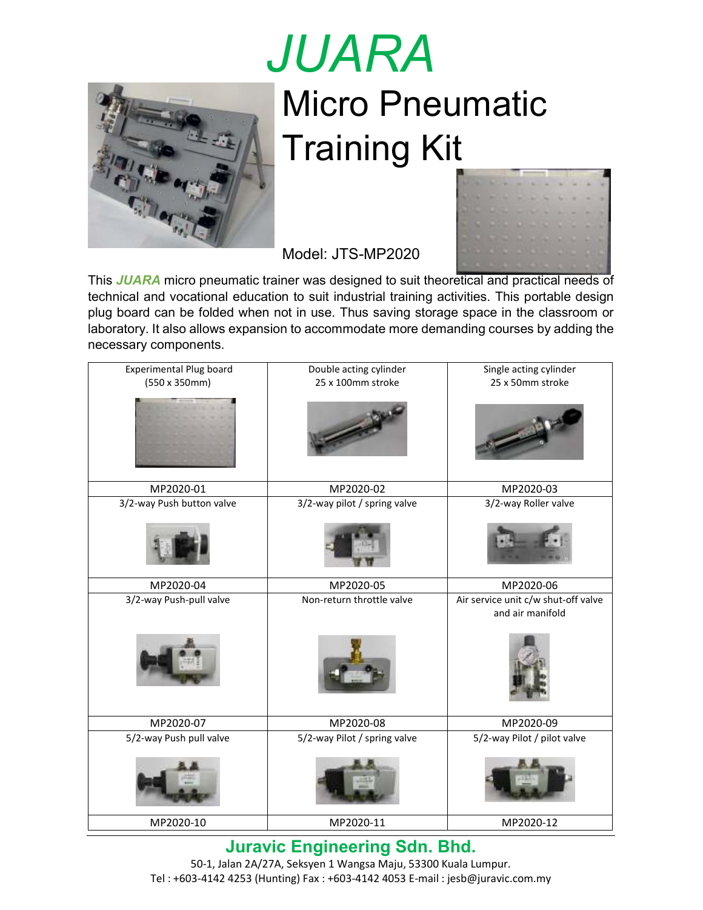# JUARA

# Micro Pneumatic Training Kit

Model: JTS-MP2020

This ***JUARA*** micro pneumatic trainer was designed to suit theoretical and practical needs of technical and vocational education to suit industrial training activities. This portable design plug board can be folded when not in use. Thus saving storage space in the classroom or laboratory. It also allows expansion to accommodate more demanding courses by adding the necessary components.

| Experimental Plug board (550 x 350mm) | Double acting cylinder 25 x 100mm stroke | Single acting cylinder 25 x 50mm stroke |
|---|---|---|
| MP2020-01 | MP2020-02 | MP2020-03 |
| 3/2-way Push button valve | 3/2-way pilot / spring valve | 3/2-way Roller valve |
| MP2020-04 | MP2020-05 | MP2020-06 |
| 3/2-way Push-pull valve | Non-return throttle valve | Air service unit c/w shut-off valve and air manifold |
| MP2020-07 | MP2020-08 | MP2020-09 |
| 5/2-way Push pull valve | 5/2-way Pilot / spring valve | 5/2-way Pilot / pilot valve |
| MP2020-10 | MP2020-11 | MP2020-12 |

## Juravic Engineering Sdn. Bhd.

50-1, Jalan 2A/27A, Seksyen 1 Wangsa Maju, 53300 Kuala Lumpur.
Tel : +603-4142 4253 (Hunting) Fax : +603-4142 4053 E-mail : jesb@juravic.com.my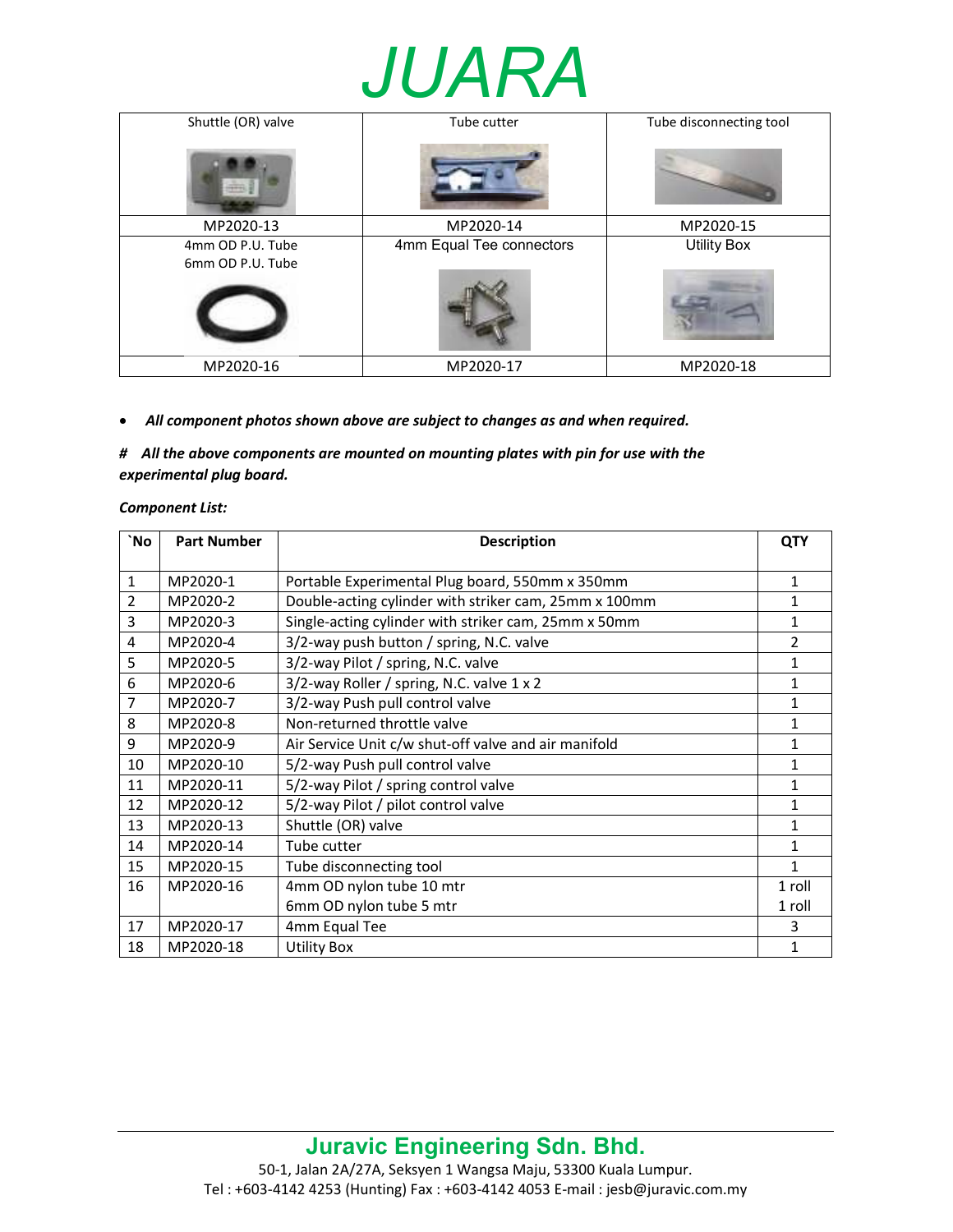# JUARA

| Shuttle (OR) valve | Tube cutter | Tube disconnecting tool |
|---|---|---|
| MP2020-13 | MP2020-14 | MP2020-15 |
| 4mm OD P.U. Tube<br>6mm OD P.U. Tube | 4mm Equal Tee connectors | Utility Box |
| MP2020-16 | MP2020-17 | MP2020-18 |

- ***All component photos shown above are subject to changes as and when required.***

***# All the above components are mounted on mounting plates with pin for use with the experimental plug board.***

***Component List:***

| `No | Part Number | Description | QTY |
|---|---|---|---|
| 1 | MP2020-1 | Portable Experimental Plug board, 550mm x 350mm | 1 |
| 2 | MP2020-2 | Double-acting cylinder with striker cam, 25mm x 100mm | 1 |
| 3 | MP2020-3 | Single-acting cylinder with striker cam, 25mm x 50mm | 1 |
| 4 | MP2020-4 | 3/2-way push button / spring, N.C. valve | 2 |
| 5 | MP2020-5 | 3/2-way Pilot / spring, N.C. valve | 1 |
| 6 | MP2020-6 | 3/2-way Roller / spring, N.C. valve 1 x 2 | 1 |
| 7 | MP2020-7 | 3/2-way Push pull control valve | 1 |
| 8 | MP2020-8 | Non-returned throttle valve | 1 |
| 9 | MP2020-9 | Air Service Unit c/w shut-off valve and air manifold | 1 |
| 10 | MP2020-10 | 5/2-way Push pull control valve | 1 |
| 11 | MP2020-11 | 5/2-way Pilot / spring control valve | 1 |
| 12 | MP2020-12 | 5/2-way Pilot / pilot control valve | 1 |
| 13 | MP2020-13 | Shuttle (OR) valve | 1 |
| 14 | MP2020-14 | Tube cutter | 1 |
| 15 | MP2020-15 | Tube disconnecting tool | 1 |
| 16 | MP2020-16 | 4mm OD nylon tube 10 mtr<br>6mm OD nylon tube 5 mtr | 1 roll<br>1 roll |
| 17 | MP2020-17 | 4mm Equal Tee | 3 |
| 18 | MP2020-18 | Utility Box | 1 |

**Juravic Engineering Sdn. Bhd.**

50-1, Jalan 2A/27A, Seksyen 1 Wangsa Maju, 53300 Kuala Lumpur.
Tel : +603-4142 4253 (Hunting) Fax : +603-4142 4053 E-mail : jesb@juravic.com.my